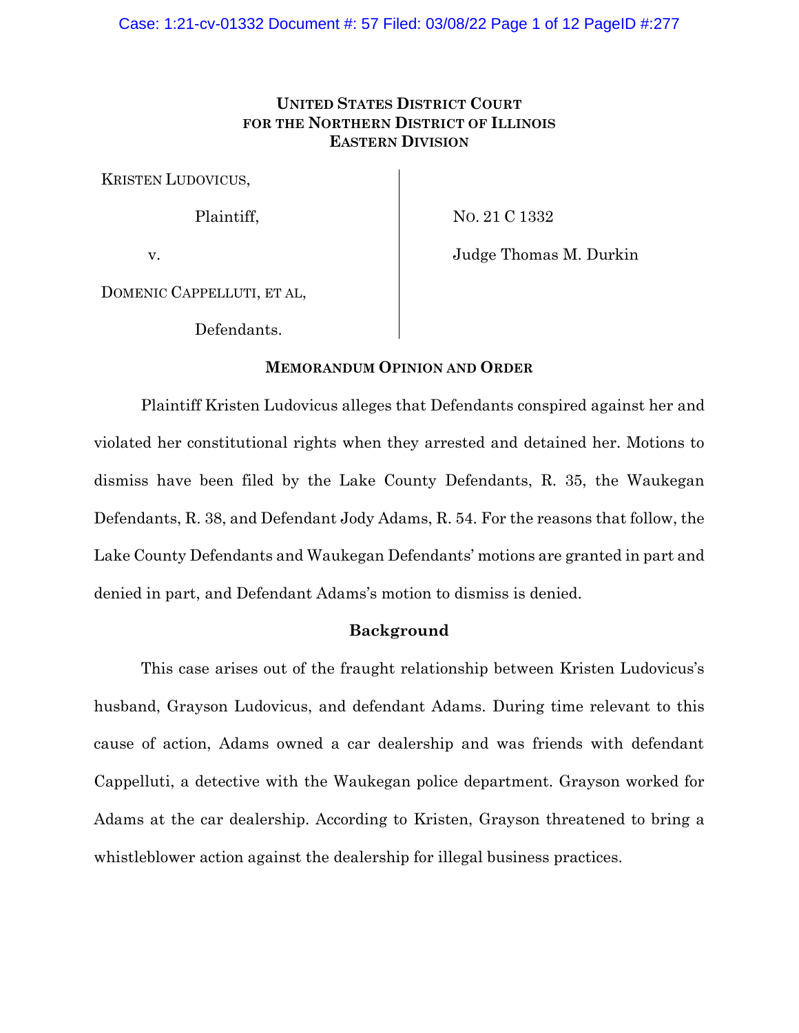**UNITED STATES DISTRICT COURT**
**FOR THE NORTHERN DISTRICT OF ILLINOIS**
**EASTERN DIVISION**

| | |
|---|---|
| KRISTEN LUDOVICUS, | |
| Plaintiff, | NO. 21 C 1332 |
| v. | Judge Thomas M. Durkin |
| DOMENIC CAPPELLUTI, ET AL, | |
| Defendants. | |

**MEMORANDUM OPINION AND ORDER**

Plaintiff Kristen Ludovicus alleges that Defendants conspired against her and violated her constitutional rights when they arrested and detained her. Motions to dismiss have been filed by the Lake County Defendants, R. 35, the Waukegan Defendants, R. 38, and Defendant Jody Adams, R. 54. For the reasons that follow, the Lake County Defendants and Waukegan Defendants' motions are granted in part and denied in part, and Defendant Adams's motion to dismiss is denied.

**Background**

This case arises out of the fraught relationship between Kristen Ludovicus's husband, Grayson Ludovicus, and defendant Adams. During time relevant to this cause of action, Adams owned a car dealership and was friends with defendant Cappelluti, a detective with the Waukegan police department. Grayson worked for Adams at the car dealership. According to Kristen, Grayson threatened to bring a whistleblower action against the dealership for illegal business practices.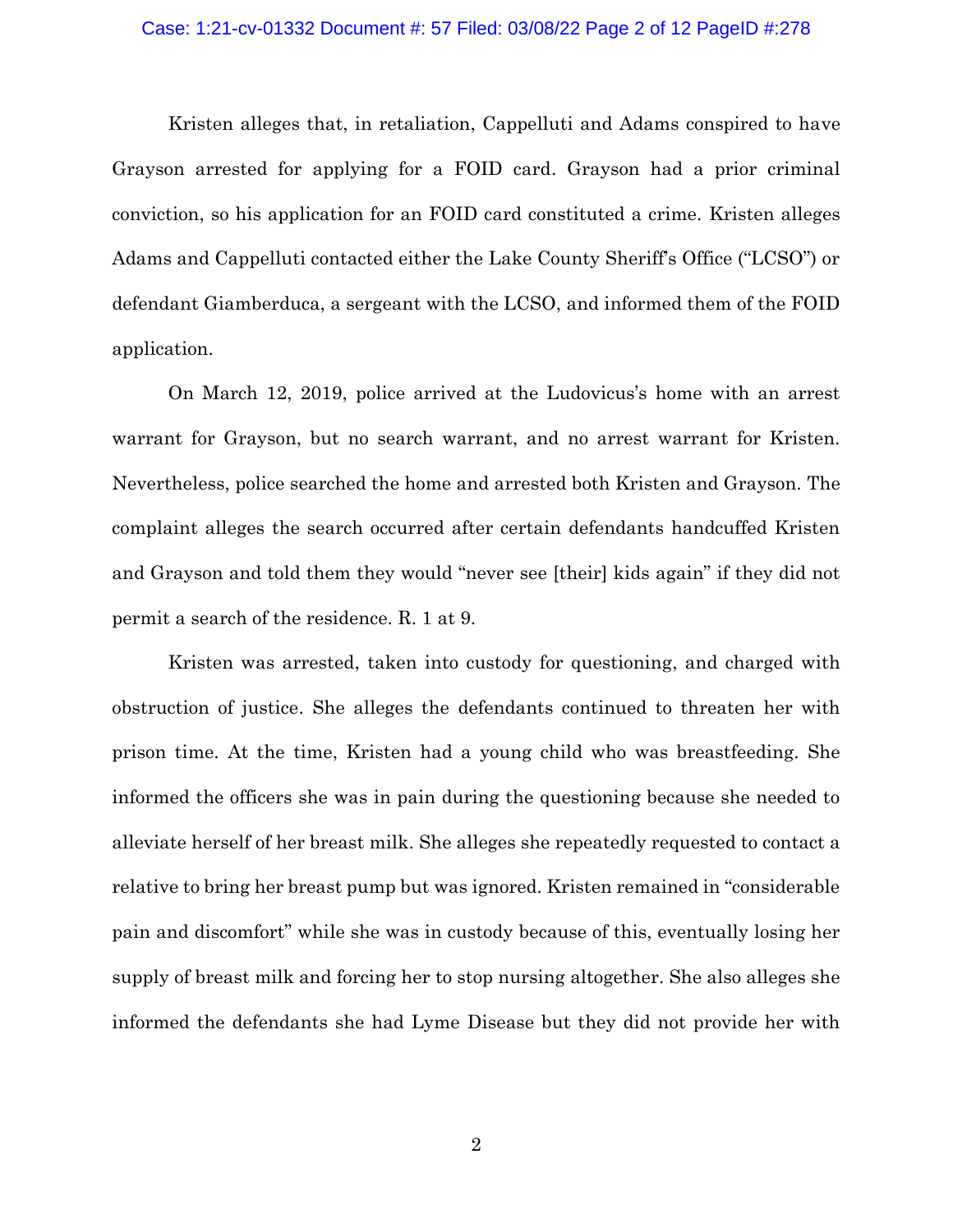Kristen alleges that, in retaliation, Cappelluti and Adams conspired to have Grayson arrested for applying for a FOID card. Grayson had a prior criminal conviction, so his application for an FOID card constituted a crime. Kristen alleges Adams and Cappelluti contacted either the Lake County Sheriff's Office ("LCSO") or defendant Giamberduca, a sergeant with the LCSO, and informed them of the FOID application.

On March 12, 2019, police arrived at the Ludovicus's home with an arrest warrant for Grayson, but no search warrant, and no arrest warrant for Kristen. Nevertheless, police searched the home and arrested both Kristen and Grayson. The complaint alleges the search occurred after certain defendants handcuffed Kristen and Grayson and told them they would "never see [their] kids again" if they did not permit a search of the residence. R. 1 at 9.

Kristen was arrested, taken into custody for questioning, and charged with obstruction of justice. She alleges the defendants continued to threaten her with prison time. At the time, Kristen had a young child who was breastfeeding. She informed the officers she was in pain during the questioning because she needed to alleviate herself of her breast milk. She alleges she repeatedly requested to contact a relative to bring her breast pump but was ignored. Kristen remained in "considerable pain and discomfort" while she was in custody because of this, eventually losing her supply of breast milk and forcing her to stop nursing altogether. She also alleges she informed the defendants she had Lyme Disease but they did not provide her with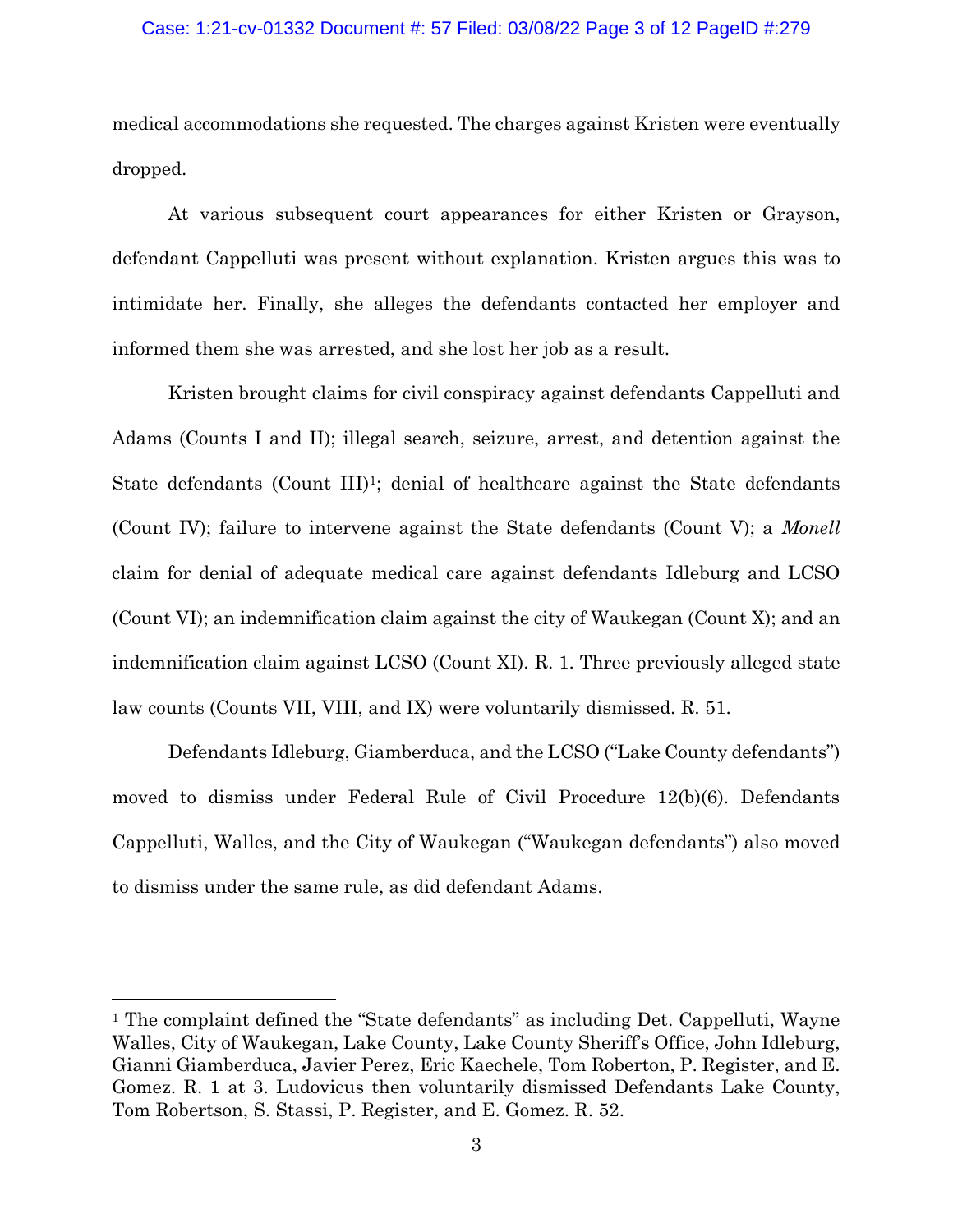medical accommodations she requested. The charges against Kristen were eventually dropped.

At various subsequent court appearances for either Kristen or Grayson, defendant Cappelluti was present without explanation. Kristen argues this was to intimidate her. Finally, she alleges the defendants contacted her employer and informed them she was arrested, and she lost her job as a result.

Kristen brought claims for civil conspiracy against defendants Cappelluti and Adams (Counts I and II); illegal search, seizure, arrest, and detention against the State defendants (Count III)[1]; denial of healthcare against the State defendants (Count IV); failure to intervene against the State defendants (Count V); a *Monell* claim for denial of adequate medical care against defendants Idleburg and LCSO (Count VI); an indemnification claim against the city of Waukegan (Count X); and an indemnification claim against LCSO (Count XI). R. 1. Three previously alleged state law counts (Counts VII, VIII, and IX) were voluntarily dismissed. R. 51.

Defendants Idleburg, Giamberduca, and the LCSO ("Lake County defendants") moved to dismiss under Federal Rule of Civil Procedure 12(b)(6). Defendants Cappelluti, Walles, and the City of Waukegan ("Waukegan defendants") also moved to dismiss under the same rule, as did defendant Adams.

---

[1] The complaint defined the "State defendants" as including Det. Cappelluti, Wayne Walles, City of Waukegan, Lake County, Lake County Sheriff's Office, John Idleburg, Gianni Giamberduca, Javier Perez, Eric Kaechele, Tom Roberton, P. Register, and E. Gomez. R. 1 at 3. Ludovicus then voluntarily dismissed Defendants Lake County, Tom Robertson, S. Stassi, P. Register, and E. Gomez. R. 52.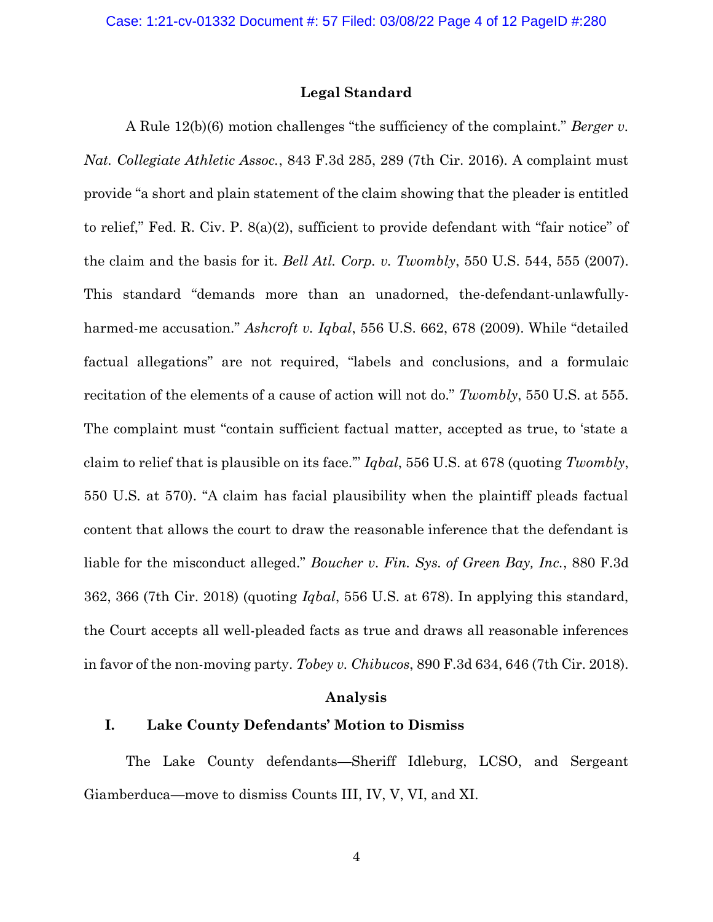## Legal Standard

A Rule 12(b)(6) motion challenges "the sufficiency of the complaint." *Berger v. Nat. Collegiate Athletic Assoc.*, 843 F.3d 285, 289 (7th Cir. 2016). A complaint must provide "a short and plain statement of the claim showing that the pleader is entitled to relief," Fed. R. Civ. P. 8(a)(2), sufficient to provide defendant with "fair notice" of the claim and the basis for it. *Bell Atl. Corp. v. Twombly*, 550 U.S. 544, 555 (2007). This standard "demands more than an unadorned, the-defendant-unlawfully-harmed-me accusation." *Ashcroft v. Iqbal*, 556 U.S. 662, 678 (2009). While "detailed factual allegations" are not required, "labels and conclusions, and a formulaic recitation of the elements of a cause of action will not do." *Twombly*, 550 U.S. at 555. The complaint must "contain sufficient factual matter, accepted as true, to 'state a claim to relief that is plausible on its face.'" *Iqbal*, 556 U.S. at 678 (quoting *Twombly*, 550 U.S. at 570). "A claim has facial plausibility when the plaintiff pleads factual content that allows the court to draw the reasonable inference that the defendant is liable for the misconduct alleged." *Boucher v. Fin. Sys. of Green Bay, Inc.*, 880 F.3d 362, 366 (7th Cir. 2018) (quoting *Iqbal*, 556 U.S. at 678). In applying this standard, the Court accepts all well-pleaded facts as true and draws all reasonable inferences in favor of the non-moving party. *Tobey v. Chibucos*, 890 F.3d 634, 646 (7th Cir. 2018).

## Analysis

### I. Lake County Defendants' Motion to Dismiss

The Lake County defendants—Sheriff Idleburg, LCSO, and Sergeant Giamberduca—move to dismiss Counts III, IV, V, VI, and XI.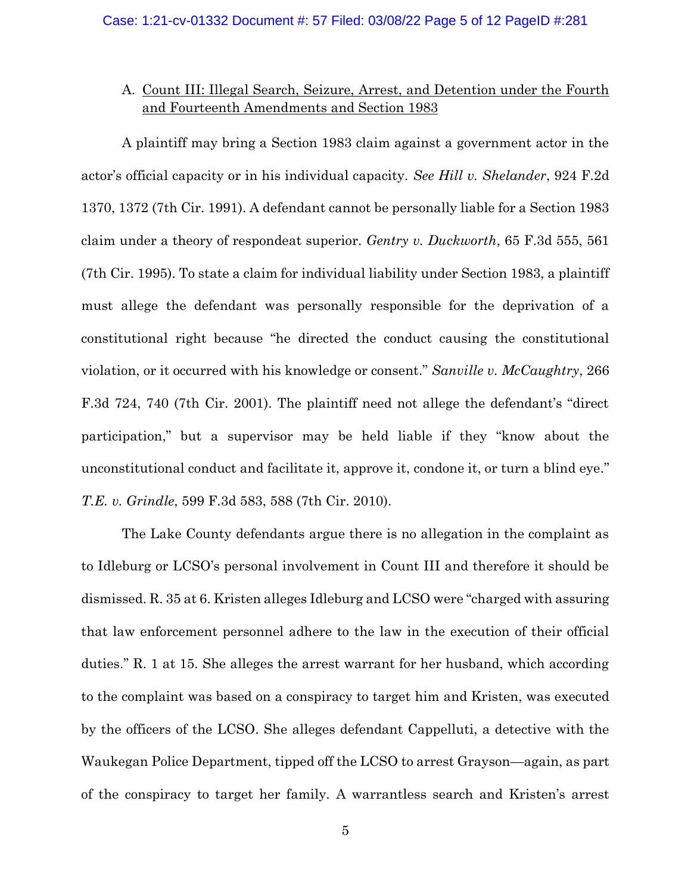### A. Count III: Illegal Search, Seizure, Arrest, and Detention under the Fourth and Fourteenth Amendments and Section 1983

A plaintiff may bring a Section 1983 claim against a government actor in the actor's official capacity or in his individual capacity. *See Hill v. Shelander*, 924 F.2d 1370, 1372 (7th Cir. 1991). A defendant cannot be personally liable for a Section 1983 claim under a theory of respondeat superior. *Gentry v. Duckworth*, 65 F.3d 555, 561 (7th Cir. 1995). To state a claim for individual liability under Section 1983, a plaintiff must allege the defendant was personally responsible for the deprivation of a constitutional right because "he directed the conduct causing the constitutional violation, or it occurred with his knowledge or consent." *Sanville v. McCaughtry*, 266 F.3d 724, 740 (7th Cir. 2001). The plaintiff need not allege the defendant's "direct participation," but a supervisor may be held liable if they "know about the unconstitutional conduct and facilitate it, approve it, condone it, or turn a blind eye." *T.E. v. Grindle*, 599 F.3d 583, 588 (7th Cir. 2010).

The Lake County defendants argue there is no allegation in the complaint as to Idleburg or LCSO's personal involvement in Count III and therefore it should be dismissed. R. 35 at 6. Kristen alleges Idleburg and LCSO were "charged with assuring that law enforcement personnel adhere to the law in the execution of their official duties." R. 1 at 15. She alleges the arrest warrant for her husband, which according to the complaint was based on a conspiracy to target him and Kristen, was executed by the officers of the LCSO. She alleges defendant Cappelluti, a detective with the Waukegan Police Department, tipped off the LCSO to arrest Grayson—again, as part of the conspiracy to target her family. A warrantless search and Kristen's arrest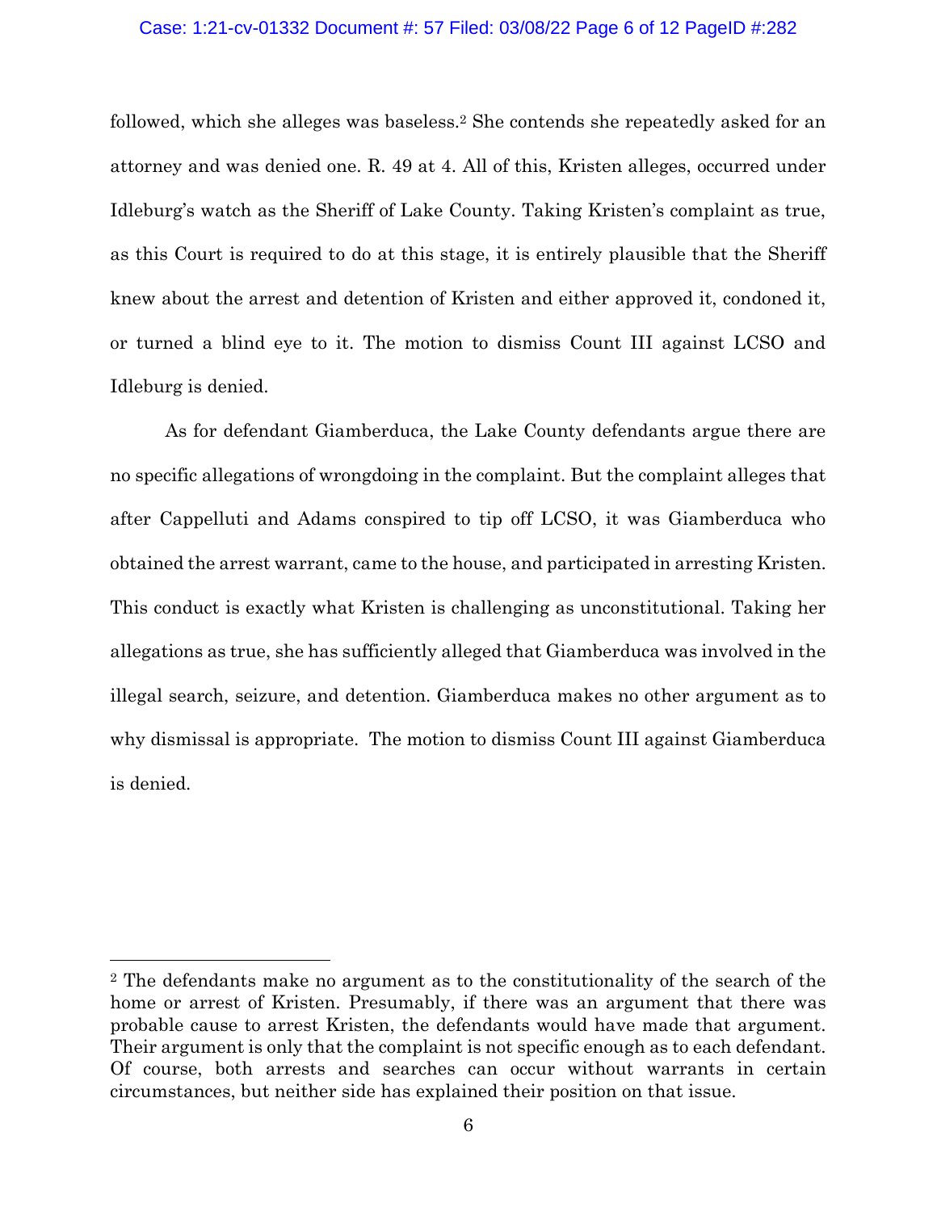followed, which she alleges was baseless.[2] She contends she repeatedly asked for an attorney and was denied one. R. 49 at 4. All of this, Kristen alleges, occurred under Idleburg's watch as the Sheriff of Lake County. Taking Kristen's complaint as true, as this Court is required to do at this stage, it is entirely plausible that the Sheriff knew about the arrest and detention of Kristen and either approved it, condoned it, or turned a blind eye to it. The motion to dismiss Count III against LCSO and Idleburg is denied.

As for defendant Giamberduca, the Lake County defendants argue there are no specific allegations of wrongdoing in the complaint. But the complaint alleges that after Cappelluti and Adams conspired to tip off LCSO, it was Giamberduca who obtained the arrest warrant, came to the house, and participated in arresting Kristen. This conduct is exactly what Kristen is challenging as unconstitutional. Taking her allegations as true, she has sufficiently alleged that Giamberduca was involved in the illegal search, seizure, and detention. Giamberduca makes no other argument as to why dismissal is appropriate. The motion to dismiss Count III against Giamberduca is denied.

---

[2] The defendants make no argument as to the constitutionality of the search of the home or arrest of Kristen. Presumably, if there was an argument that there was probable cause to arrest Kristen, the defendants would have made that argument. Their argument is only that the complaint is not specific enough as to each defendant. Of course, both arrests and searches can occur without warrants in certain circumstances, but neither side has explained their position on that issue.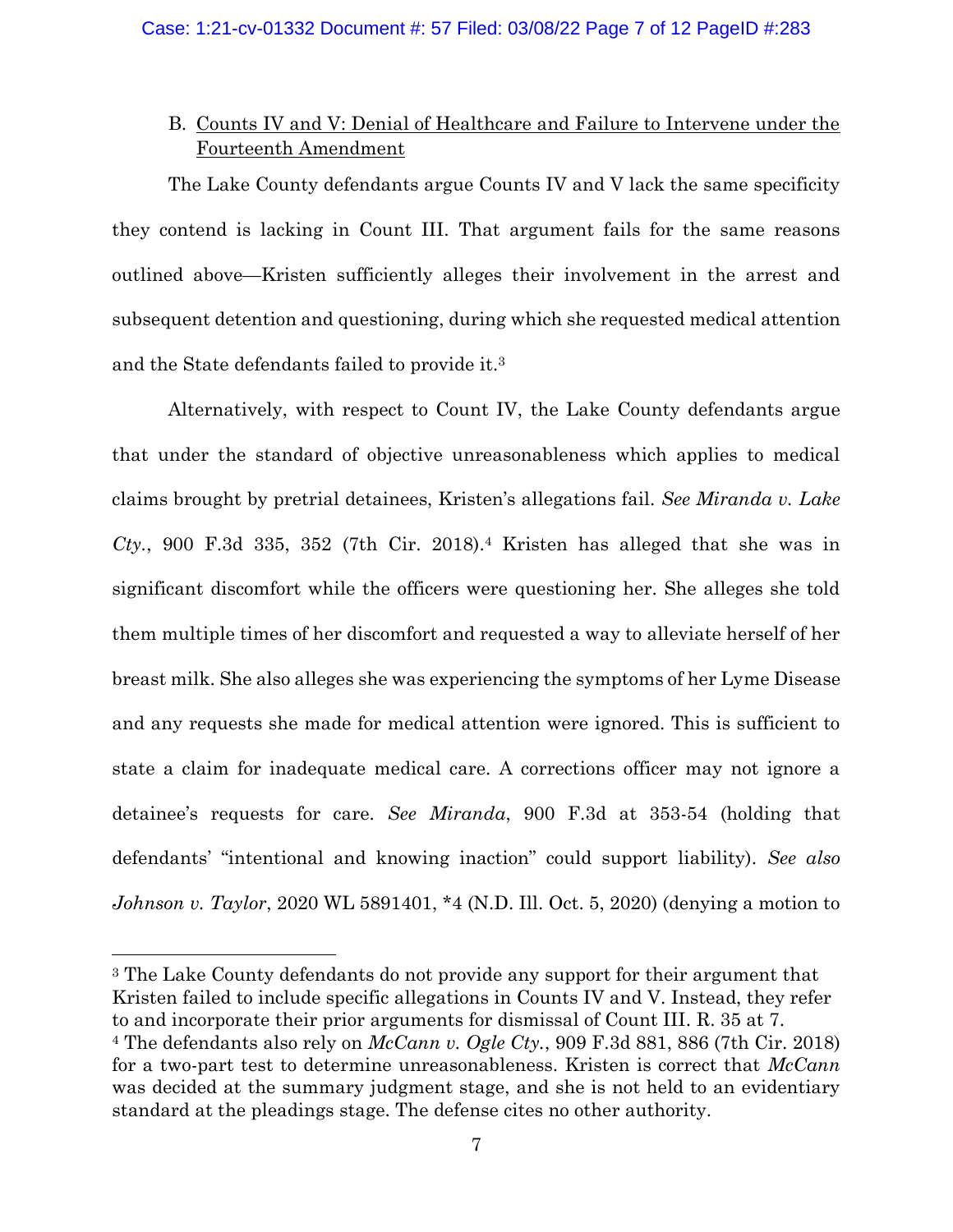### B. Counts IV and V: Denial of Healthcare and Failure to Intervene under the Fourteenth Amendment

The Lake County defendants argue Counts IV and V lack the same specificity they contend is lacking in Count III. That argument fails for the same reasons outlined above—Kristen sufficiently alleges their involvement in the arrest and subsequent detention and questioning, during which she requested medical attention and the State defendants failed to provide it.[3]

Alternatively, with respect to Count IV, the Lake County defendants argue that under the standard of objective unreasonableness which applies to medical claims brought by pretrial detainees, Kristen's allegations fail. *See Miranda v. Lake Cty.*, 900 F.3d 335, 352 (7th Cir. 2018).[4] Kristen has alleged that she was in significant discomfort while the officers were questioning her. She alleges she told them multiple times of her discomfort and requested a way to alleviate herself of her breast milk. She also alleges she was experiencing the symptoms of her Lyme Disease and any requests she made for medical attention were ignored. This is sufficient to state a claim for inadequate medical care. A corrections officer may not ignore a detainee's requests for care. *See Miranda*, 900 F.3d at 353-54 (holding that defendants' "intentional and knowing inaction" could support liability). *See also Johnson v. Taylor*, 2020 WL 5891401, \*4 (N.D. Ill. Oct. 5, 2020) (denying a motion to

---

[3] The Lake County defendants do not provide any support for their argument that Kristen failed to include specific allegations in Counts IV and V. Instead, they refer to and incorporate their prior arguments for dismissal of Count III. R. 35 at 7.

[4] The defendants also rely on *McCann v. Ogle Cty.*, 909 F.3d 881, 886 (7th Cir. 2018) for a two-part test to determine unreasonableness. Kristen is correct that *McCann* was decided at the summary judgment stage, and she is not held to an evidentiary standard at the pleadings stage. The defense cites no other authority.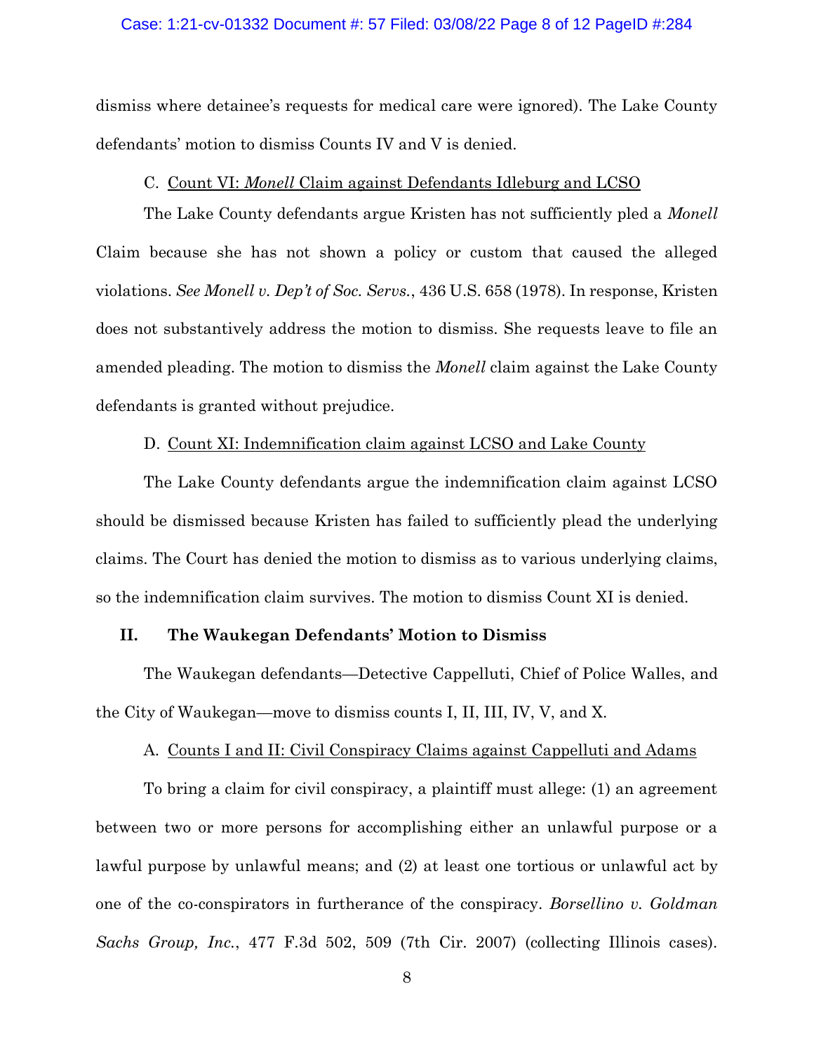dismiss where detainee's requests for medical care were ignored). The Lake County defendants' motion to dismiss Counts IV and V is denied.

### C. Count VI: *Monell* Claim against Defendants Idleburg and LCSO

The Lake County defendants argue Kristen has not sufficiently pled a *Monell* Claim because she has not shown a policy or custom that caused the alleged violations. *See Monell v. Dep't of Soc. Servs.*, 436 U.S. 658 (1978). In response, Kristen does not substantively address the motion to dismiss. She requests leave to file an amended pleading. The motion to dismiss the *Monell* claim against the Lake County defendants is granted without prejudice.

### D. Count XI: Indemnification claim against LCSO and Lake County

The Lake County defendants argue the indemnification claim against LCSO should be dismissed because Kristen has failed to sufficiently plead the underlying claims. The Court has denied the motion to dismiss as to various underlying claims, so the indemnification claim survives. The motion to dismiss Count XI is denied.

## II. The Waukegan Defendants' Motion to Dismiss

The Waukegan defendants—Detective Cappelluti, Chief of Police Walles, and the City of Waukegan—move to dismiss counts I, II, III, IV, V, and X.

### A. Counts I and II: Civil Conspiracy Claims against Cappelluti and Adams

To bring a claim for civil conspiracy, a plaintiff must allege: (1) an agreement between two or more persons for accomplishing either an unlawful purpose or a lawful purpose by unlawful means; and (2) at least one tortious or unlawful act by one of the co-conspirators in furtherance of the conspiracy. *Borsellino v. Goldman Sachs Group, Inc.*, 477 F.3d 502, 509 (7th Cir. 2007) (collecting Illinois cases).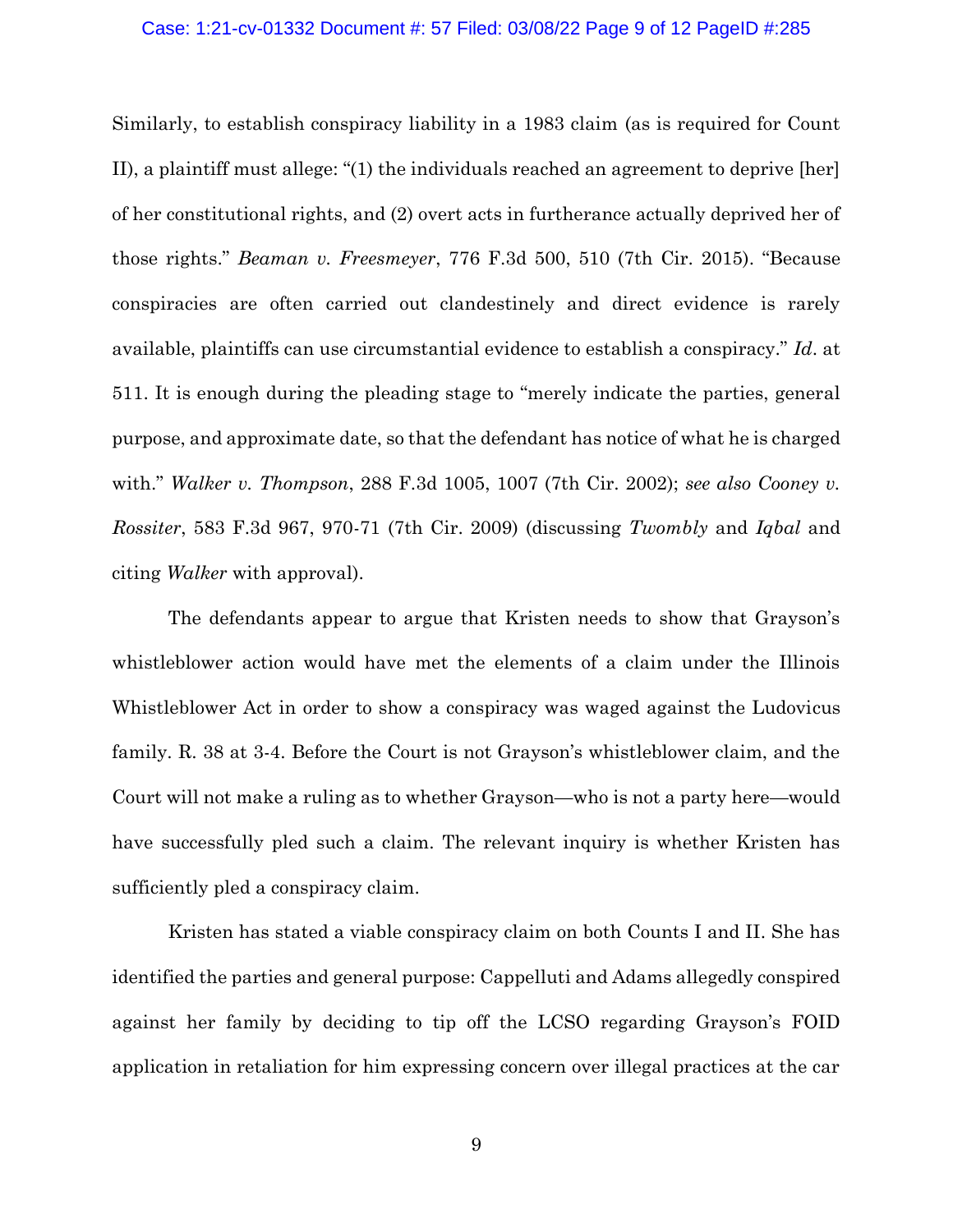Similarly, to establish conspiracy liability in a 1983 claim (as is required for Count II), a plaintiff must allege: "(1) the individuals reached an agreement to deprive [her] of her constitutional rights, and (2) overt acts in furtherance actually deprived her of those rights." *Beaman v. Freesmeyer*, 776 F.3d 500, 510 (7th Cir. 2015). "Because conspiracies are often carried out clandestinely and direct evidence is rarely available, plaintiffs can use circumstantial evidence to establish a conspiracy." *Id*. at 511. It is enough during the pleading stage to "merely indicate the parties, general purpose, and approximate date, so that the defendant has notice of what he is charged with." *Walker v. Thompson*, 288 F.3d 1005, 1007 (7th Cir. 2002); *see also Cooney v. Rossiter*, 583 F.3d 967, 970-71 (7th Cir. 2009) (discussing *Twombly* and *Iqbal* and citing *Walker* with approval).

The defendants appear to argue that Kristen needs to show that Grayson's whistleblower action would have met the elements of a claim under the Illinois Whistleblower Act in order to show a conspiracy was waged against the Ludovicus family. R. 38 at 3-4. Before the Court is not Grayson's whistleblower claim, and the Court will not make a ruling as to whether Grayson—who is not a party here—would have successfully pled such a claim. The relevant inquiry is whether Kristen has sufficiently pled a conspiracy claim.

Kristen has stated a viable conspiracy claim on both Counts I and II. She has identified the parties and general purpose: Cappelluti and Adams allegedly conspired against her family by deciding to tip off the LCSO regarding Grayson's FOID application in retaliation for him expressing concern over illegal practices at the car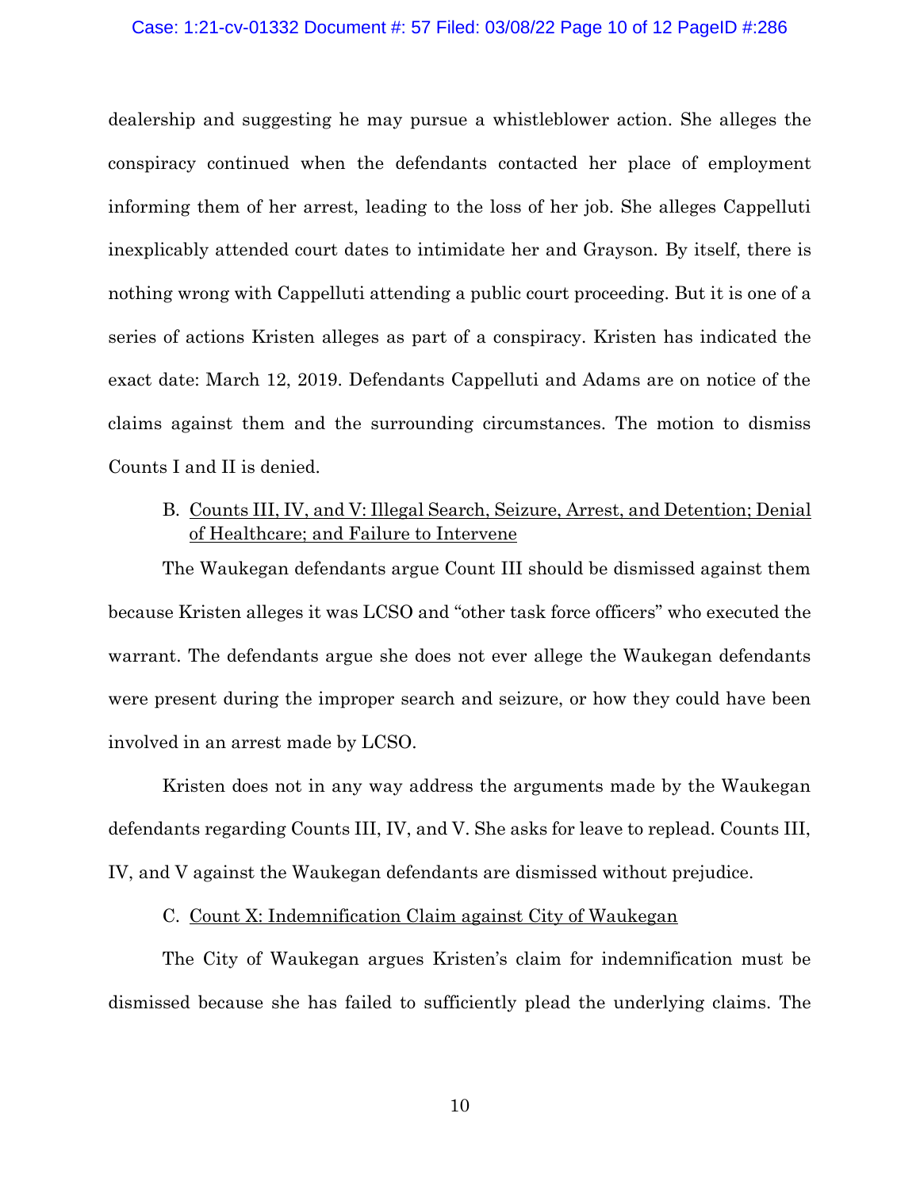dealership and suggesting he may pursue a whistleblower action. She alleges the conspiracy continued when the defendants contacted her place of employment informing them of her arrest, leading to the loss of her job. She alleges Cappelluti inexplicably attended court dates to intimidate her and Grayson. By itself, there is nothing wrong with Cappelluti attending a public court proceeding. But it is one of a series of actions Kristen alleges as part of a conspiracy. Kristen has indicated the exact date: March 12, 2019. Defendants Cappelluti and Adams are on notice of the claims against them and the surrounding circumstances. The motion to dismiss Counts I and II is denied.

B. Counts III, IV, and V: Illegal Search, Seizure, Arrest, and Detention; Denial of Healthcare; and Failure to Intervene

The Waukegan defendants argue Count III should be dismissed against them because Kristen alleges it was LCSO and "other task force officers" who executed the warrant. The defendants argue she does not ever allege the Waukegan defendants were present during the improper search and seizure, or how they could have been involved in an arrest made by LCSO.

Kristen does not in any way address the arguments made by the Waukegan defendants regarding Counts III, IV, and V. She asks for leave to replead. Counts III, IV, and V against the Waukegan defendants are dismissed without prejudice.

C. Count X: Indemnification Claim against City of Waukegan

The City of Waukegan argues Kristen's claim for indemnification must be dismissed because she has failed to sufficiently plead the underlying claims. The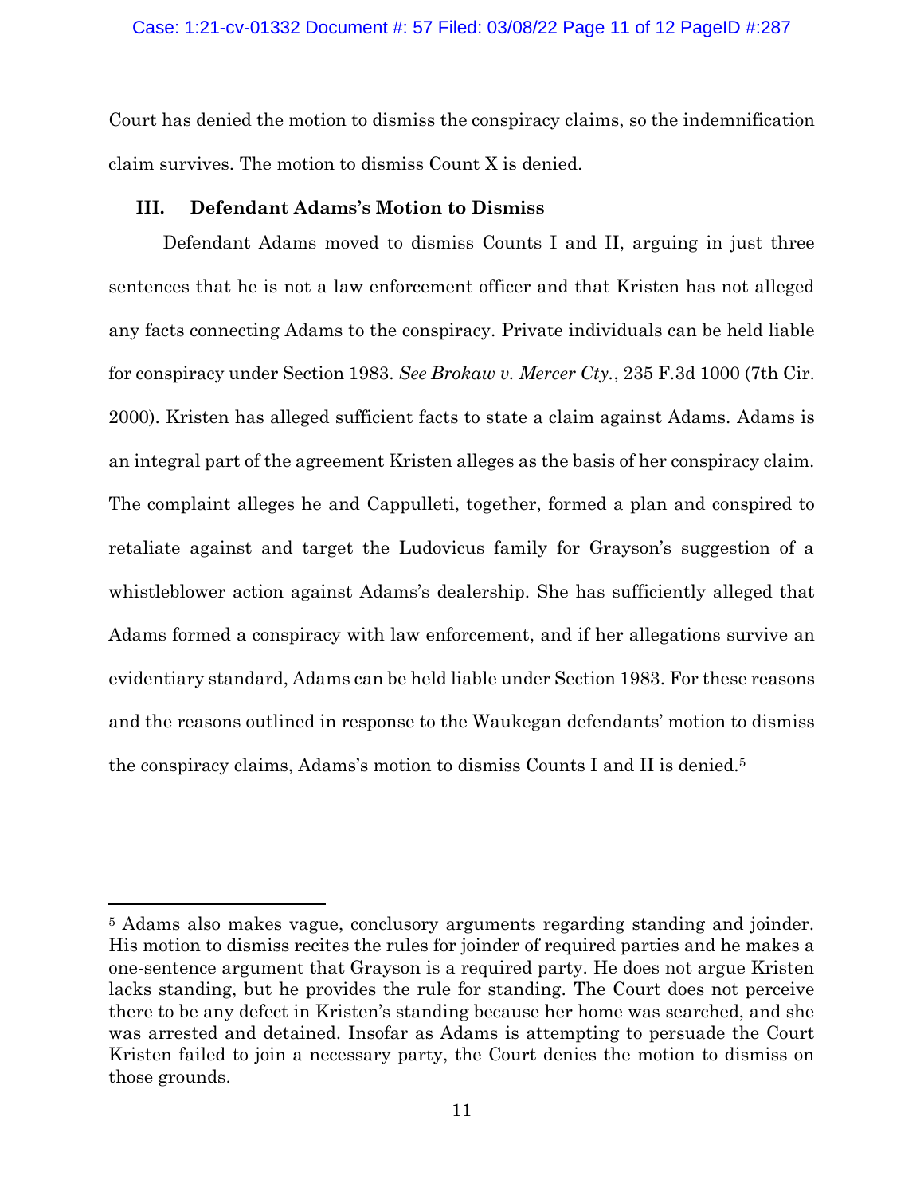Court has denied the motion to dismiss the conspiracy claims, so the indemnification claim survives. The motion to dismiss Count X is denied.

### III. Defendant Adams's Motion to Dismiss

Defendant Adams moved to dismiss Counts I and II, arguing in just three sentences that he is not a law enforcement officer and that Kristen has not alleged any facts connecting Adams to the conspiracy. Private individuals can be held liable for conspiracy under Section 1983. *See Brokaw v. Mercer Cty.*, 235 F.3d 1000 (7th Cir. 2000). Kristen has alleged sufficient facts to state a claim against Adams. Adams is an integral part of the agreement Kristen alleges as the basis of her conspiracy claim. The complaint alleges he and Cappulleti, together, formed a plan and conspired to retaliate against and target the Ludovicus family for Grayson's suggestion of a whistleblower action against Adams's dealership. She has sufficiently alleged that Adams formed a conspiracy with law enforcement, and if her allegations survive an evidentiary standard, Adams can be held liable under Section 1983. For these reasons and the reasons outlined in response to the Waukegan defendants' motion to dismiss the conspiracy claims, Adams's motion to dismiss Counts I and II is denied.[5]

---

[5] Adams also makes vague, conclusory arguments regarding standing and joinder. His motion to dismiss recites the rules for joinder of required parties and he makes a one-sentence argument that Grayson is a required party. He does not argue Kristen lacks standing, but he provides the rule for standing. The Court does not perceive there to be any defect in Kristen's standing because her home was searched, and she was arrested and detained. Insofar as Adams is attempting to persuade the Court Kristen failed to join a necessary party, the Court denies the motion to dismiss on those grounds.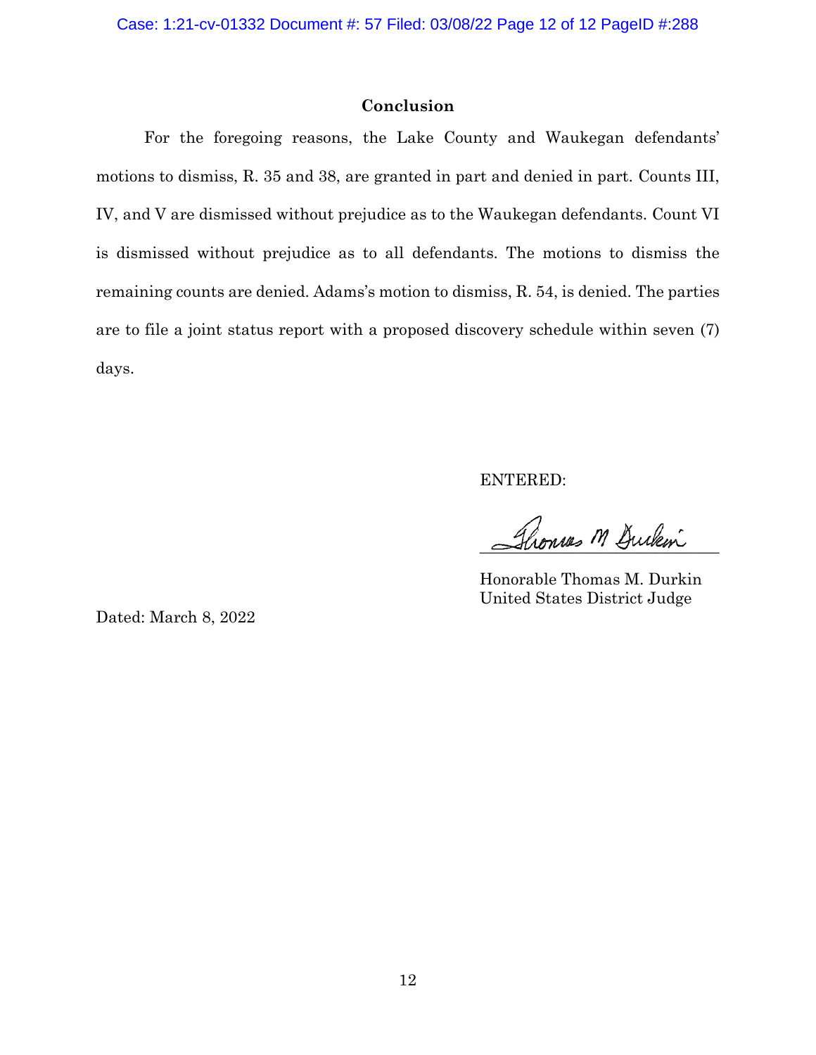## Conclusion

For the foregoing reasons, the Lake County and Waukegan defendants' motions to dismiss, R. 35 and 38, are granted in part and denied in part. Counts III, IV, and V are dismissed without prejudice as to the Waukegan defendants. Count VI is dismissed without prejudice as to all defendants. The motions to dismiss the remaining counts are denied. Adams's motion to dismiss, R. 54, is denied. The parties are to file a joint status report with a proposed discovery schedule within seven (7) days.

ENTERED:

Thomas M Durkin

Honorable Thomas M. Durkin
United States District Judge

Dated: March 8, 2022